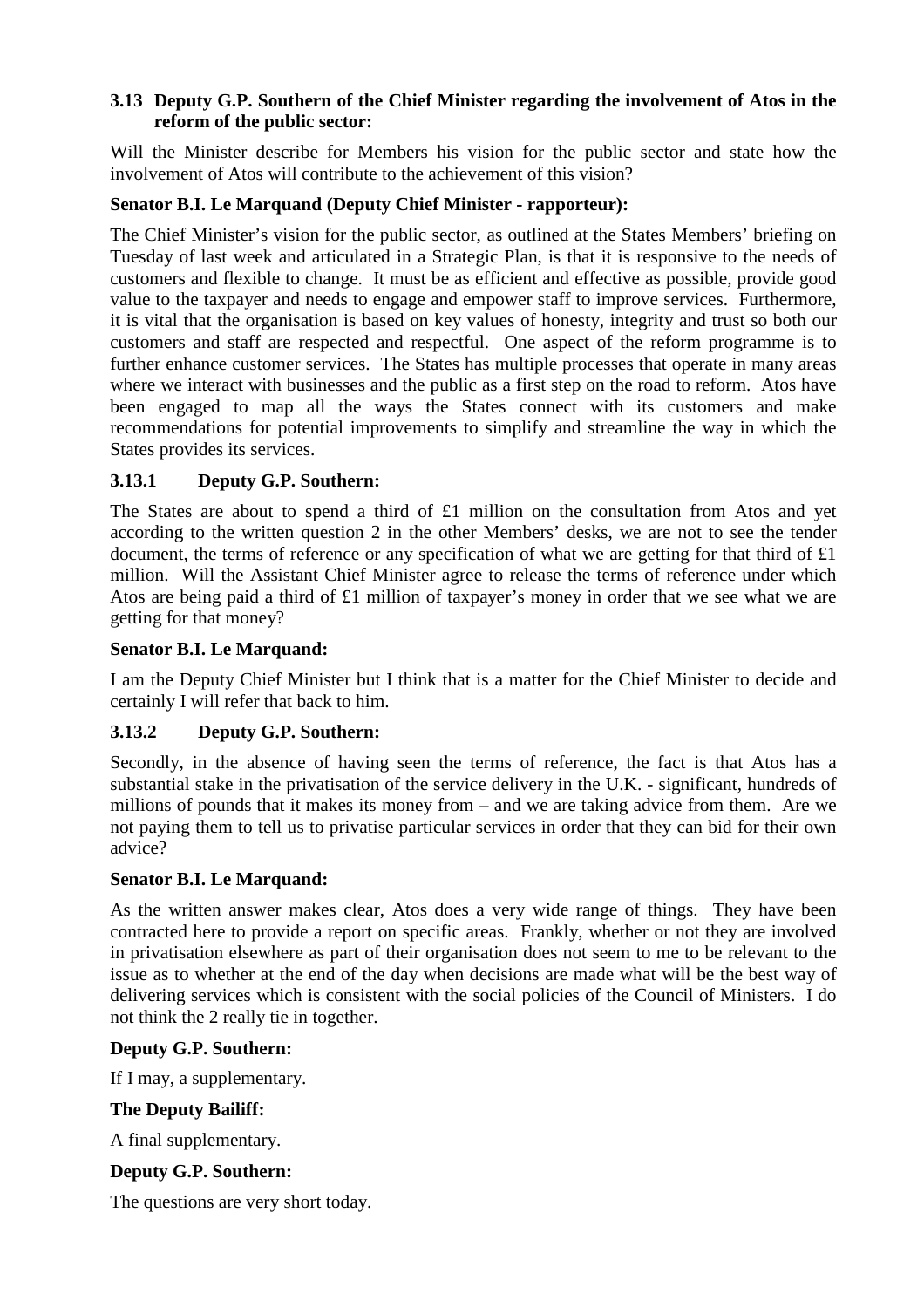### 3.13 Deputy G.P. Southern of the Chief Minister regarding the involvement of Atos in the reform of the public sector:

Will the Minister describe for Members his vision for the public sector and state how the involvement of Atos will contribute to the achievement of this vision?

**Senator B.I. Le Marquand (Deputy Chief Minister - rapporteur):**

The Chief Minister's vision for the public sector, as outlined at the States Members' briefing on Tuesday of last week and articulated in a Strategic Plan, is that it is responsive to the needs of customers and flexible to change. It must be as efficient and effective as possible, provide good value to the taxpayer and needs to engage and empower staff to improve services. Furthermore, it is vital that the organisation is based on key values of honesty, integrity and trust so both our customers and staff are respected and respectful. One aspect of the reform programme is to further enhance customer services. The States has multiple processes that operate in many areas where we interact with businesses and the public as a first step on the road to reform. Atos have been engaged to map all the ways the States connect with its customers and make recommendations for potential improvements to simplify and streamline the way in which the States provides its services.

### 3.13.1 Deputy G.P. Southern:

The States are about to spend a third of £1 million on the consultation from Atos and yet according to the written question 2 in the other Members' desks, we are not to see the tender document, the terms of reference or any specification of what we are getting for that third of £1 million. Will the Assistant Chief Minister agree to release the terms of reference under which Atos are being paid a third of £1 million of taxpayer's money in order that we see what we are getting for that money?

**Senator B.I. Le Marquand:**

I am the Deputy Chief Minister but I think that is a matter for the Chief Minister to decide and certainly I will refer that back to him.

### 3.13.2 Deputy G.P. Southern:

Secondly, in the absence of having seen the terms of reference, the fact is that Atos has a substantial stake in the privatisation of the service delivery in the U.K. - significant, hundreds of millions of pounds that it makes its money from – and we are taking advice from them. Are we not paying them to tell us to privatise particular services in order that they can bid for their own advice?

**Senator B.I. Le Marquand:**

As the written answer makes clear, Atos does a very wide range of things. They have been contracted here to provide a report on specific areas. Frankly, whether or not they are involved in privatisation elsewhere as part of their organisation does not seem to me to be relevant to the issue as to whether at the end of the day when decisions are made what will be the best way of delivering services which is consistent with the social policies of the Council of Ministers. I do not think the 2 really tie in together.

**Deputy G.P. Southern:**

If I may, a supplementary.

**The Deputy Bailiff:**

A final supplementary.

**Deputy G.P. Southern:**

The questions are very short today.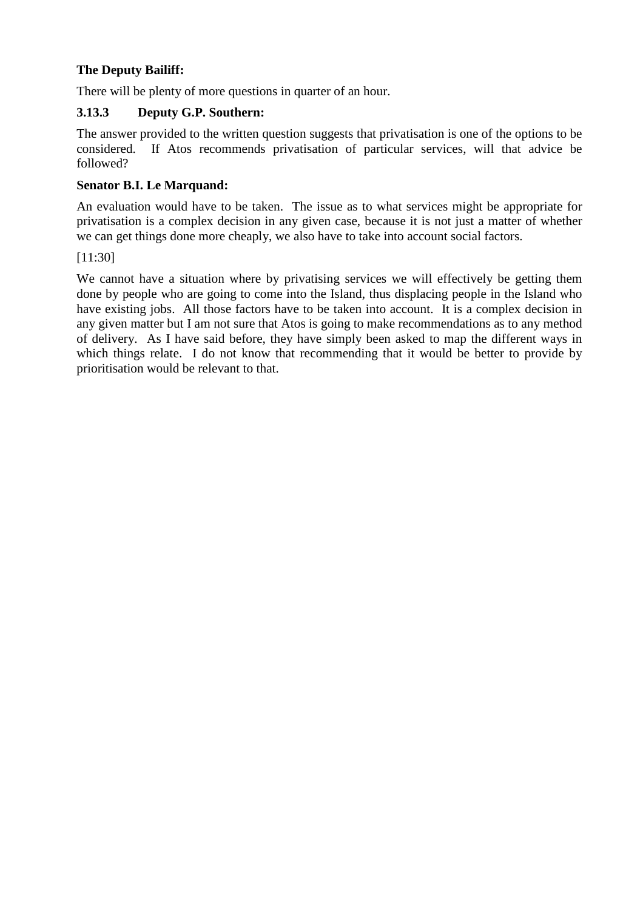**The Deputy Bailiff:**

There will be plenty of more questions in quarter of an hour.

**3.13.3 Deputy G.P. Southern:**

The answer provided to the written question suggests that privatisation is one of the options to be considered. If Atos recommends privatisation of particular services, will that advice be followed?

**Senator B.I. Le Marquand:**

An evaluation would have to be taken. The issue as to what services might be appropriate for privatisation is a complex decision in any given case, because it is not just a matter of whether we can get things done more cheaply, we also have to take into account social factors.

[11:30]

We cannot have a situation where by privatising services we will effectively be getting them done by people who are going to come into the Island, thus displacing people in the Island who have existing jobs. All those factors have to be taken into account. It is a complex decision in any given matter but I am not sure that Atos is going to make recommendations as to any method of delivery. As I have said before, they have simply been asked to map the different ways in which things relate. I do not know that recommending that it would be better to provide by prioritisation would be relevant to that.